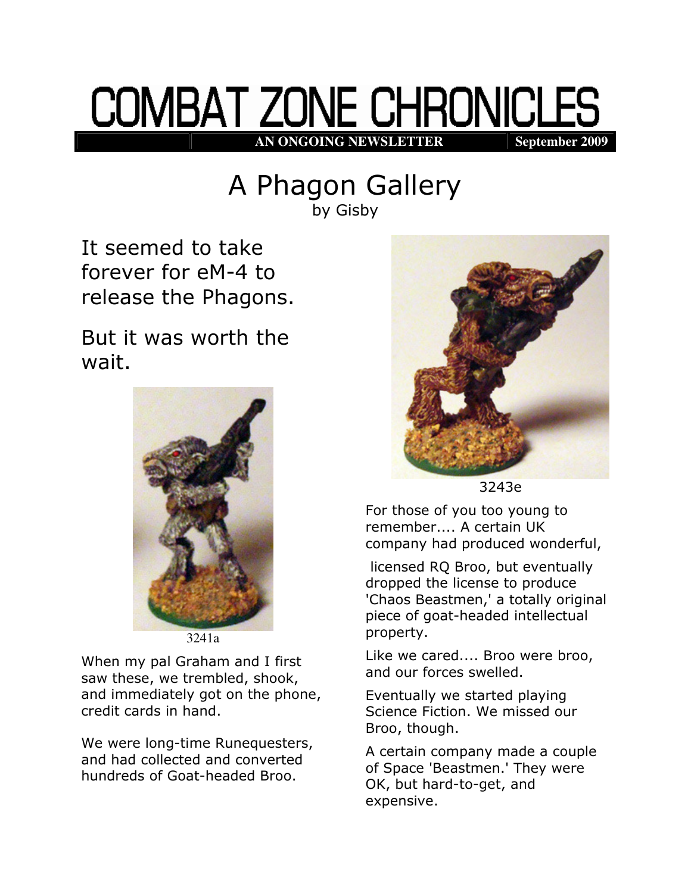# COMBAT ZONE CHRONICLES

**AN ONGOING NEWSLETTER** | **September 2009**

## A Phagon Gallery

by Gisby

It seemed to take forever for eM-4 to release the Phagons.

But it was worth the wait.

3241a

When my pal Graham and I first saw these, we trembled, shook, and immediately got on the phone, credit cards in hand.

We were long-time Runequesters, and had collected and converted hundreds of Goat-headed Broo.

3243e

For those of you too young to remember.... A certain UK company had produced wonderful, licensed RQ Broo, but eventually dropped the license to produce 'Chaos Beastmen,' a totally original piece of goat-headed intellectual property.

Like we cared.... Broo were broo, and our forces swelled.

Eventually we started playing Science Fiction. We missed our Broo, though.

A certain company made a couple of Space 'Beastmen.' They were OK, but hard-to-get, and expensive.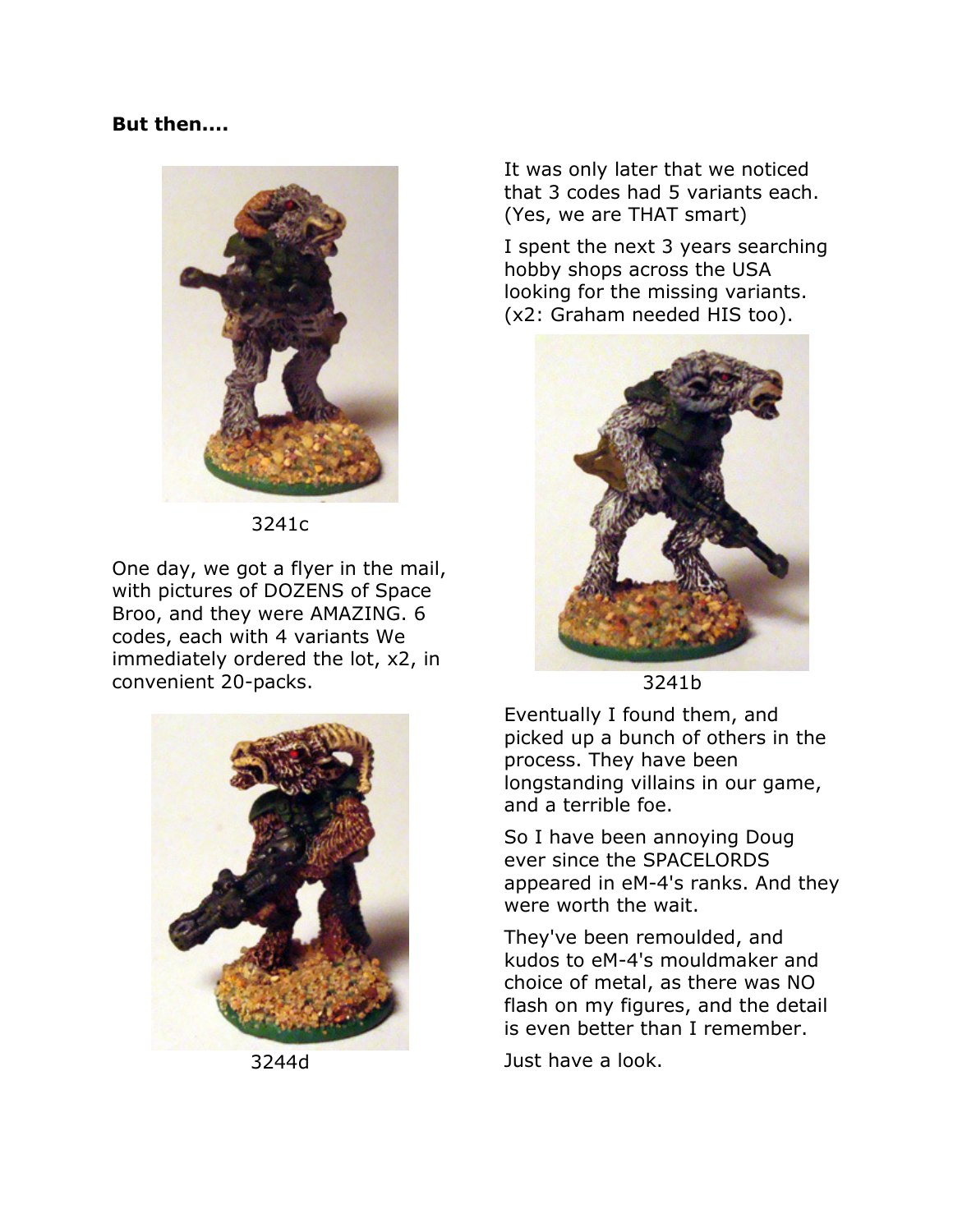**But then....**

3241c

One day, we got a flyer in the mail, with pictures of DOZENS of Space Broo, and they were AMAZING. 6 codes, each with 4 variants We immediately ordered the lot, x2, in convenient 20-packs.

3244d

It was only later that we noticed that 3 codes had 5 variants each. (Yes, we are THAT smart)

I spent the next 3 years searching hobby shops across the USA looking for the missing variants. (x2: Graham needed HIS too).

3241b

Eventually I found them, and picked up a bunch of others in the process. They have been longstanding villains in our game, and a terrible foe.

So I have been annoying Doug ever since the SPACELORDS appeared in eM-4's ranks. And they were worth the wait.

They've been remoulded, and kudos to eM-4's mouldmaker and choice of metal, as there was NO flash on my figures, and the detail is even better than I remember.

Just have a look.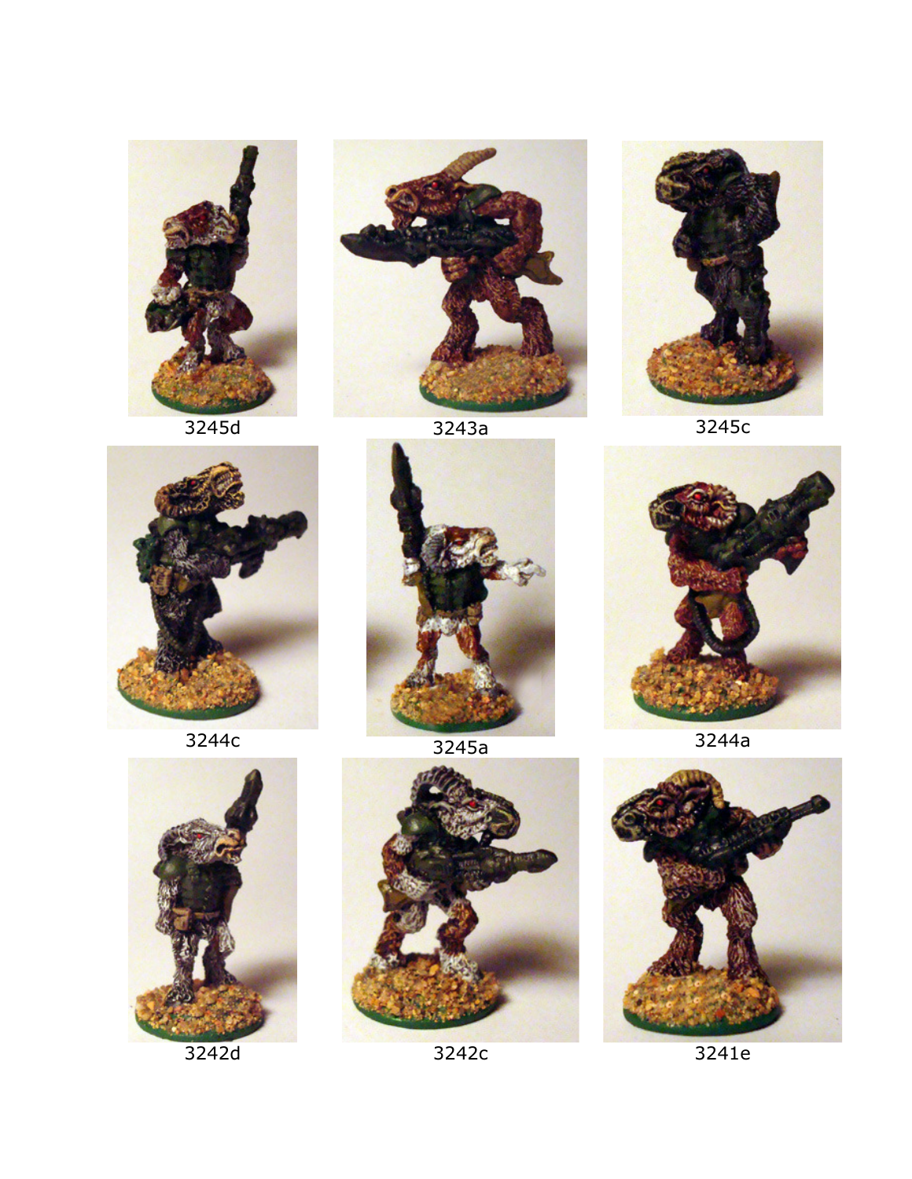3245d

3243a

3245c

3244c

3245a

3244a

3242d

3242c

3241e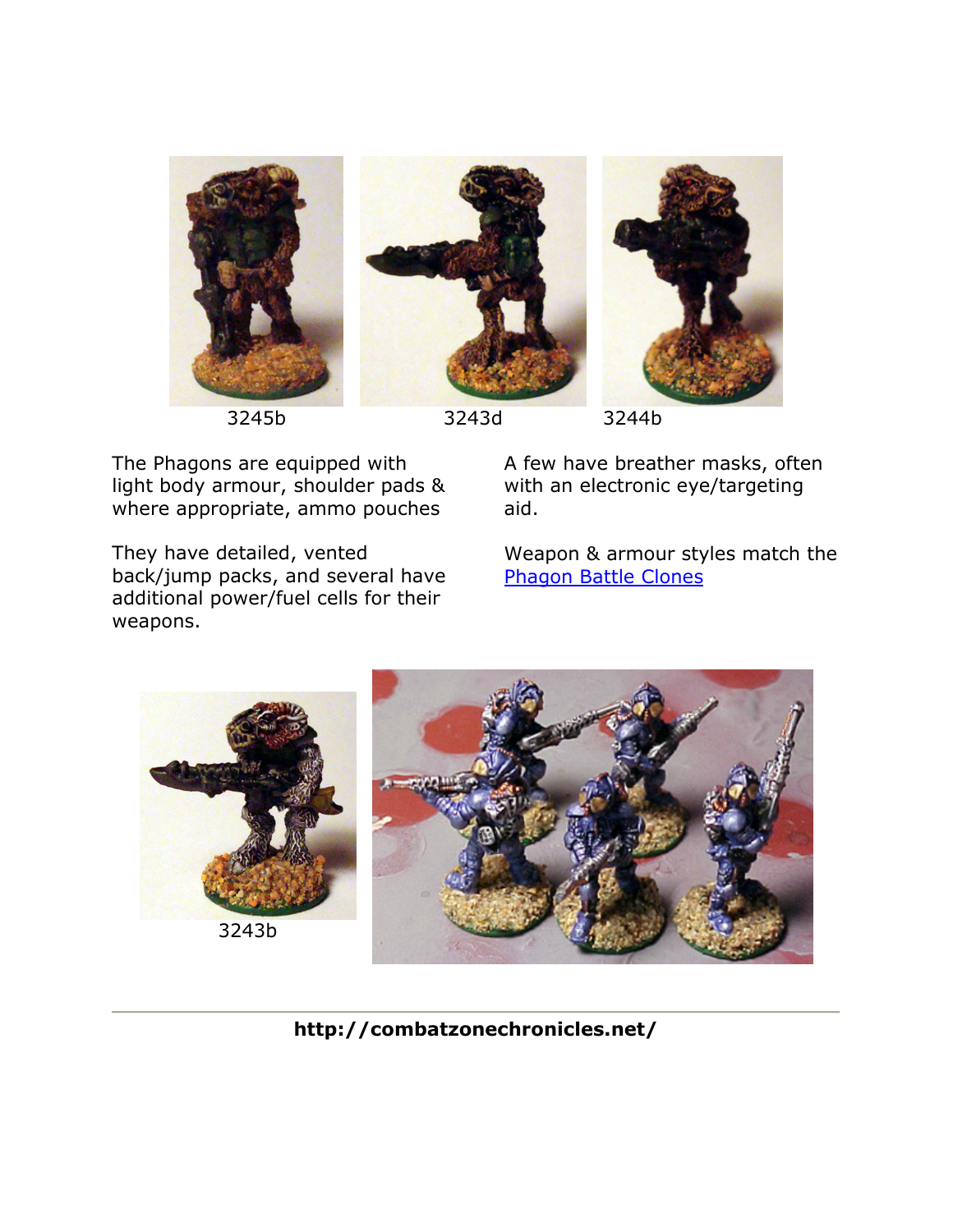3245b

3243d

3244b

The Phagons are equipped with light body armour, shoulder pads & where appropriate, ammo pouches

They have detailed, vented back/jump packs, and several have additional power/fuel cells for their weapons.

A few have breather masks, often with an electronic eye/targeting aid.

Weapon & armour styles match the Phagon Battle Clones

3243b

**http://combatzonechronicles.net/**